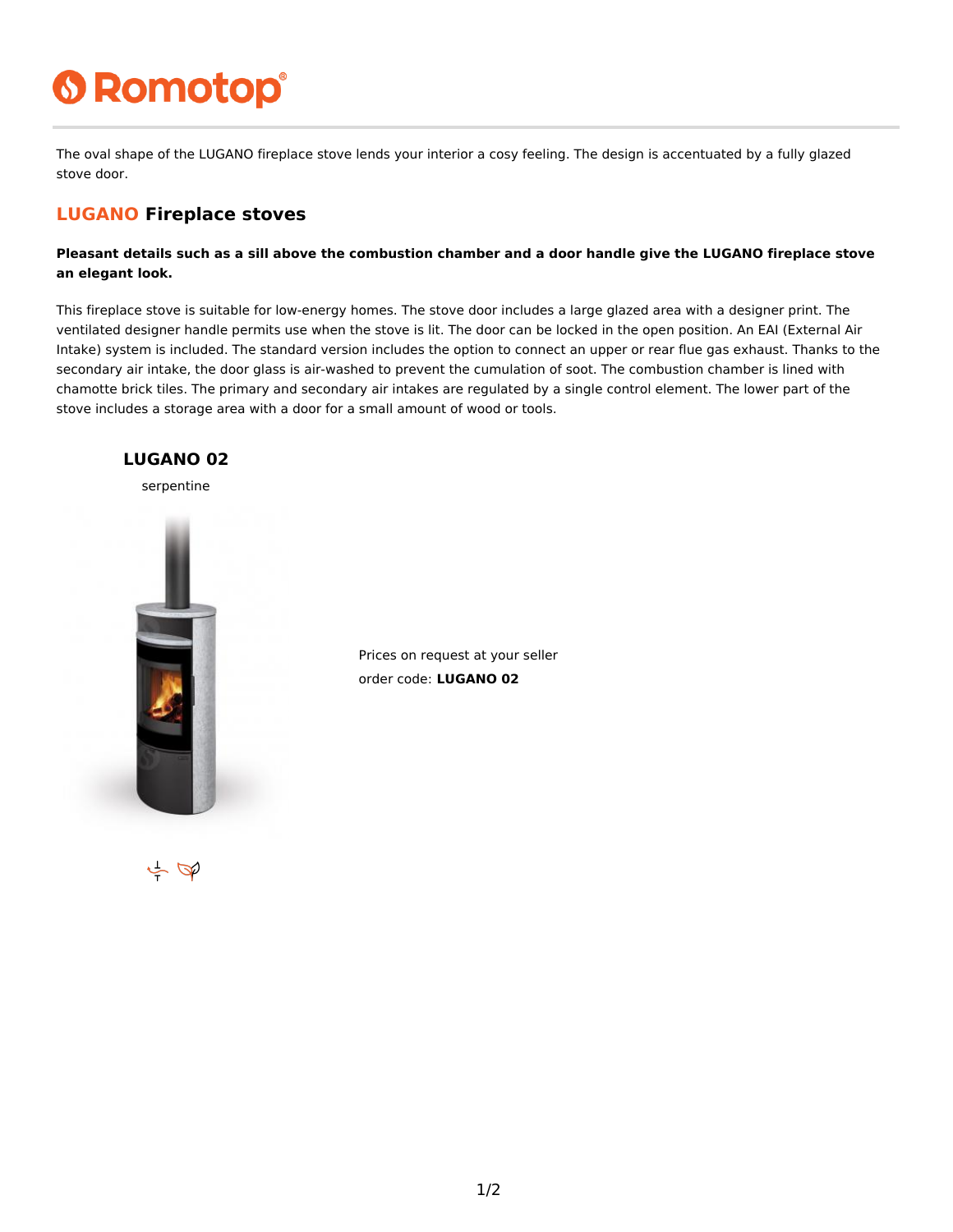Romotop®

The oval shape of the LUGANO fireplace stove lends your interior a cosy feeling. The design is accentuated by a fully glazed stove door.

## LUGANO Fireplace stoves

**Pleasant details such as a sill above the combustion chamber and a door handle give the LUGANO fireplace stove an elegant look.**

This fireplace stove is suitable for low-energy homes. The stove door includes a large glazed area with a designer print. The ventilated designer handle permits use when the stove is lit. The door can be locked in the open position. An EAI (External Air Intake) system is included. The standard version includes the option to connect an upper or rear flue gas exhaust. Thanks to the secondary air intake, the door glass is air-washed to prevent the cumulation of soot. The combustion chamber is lined with chamotte brick tiles. The primary and secondary air intakes are regulated by a single control element. The lower part of the stove includes a storage area with a door for a small amount of wood or tools.

### LUGANO 02

serpentine

Prices on request at your seller

order code: **LUGANO 02**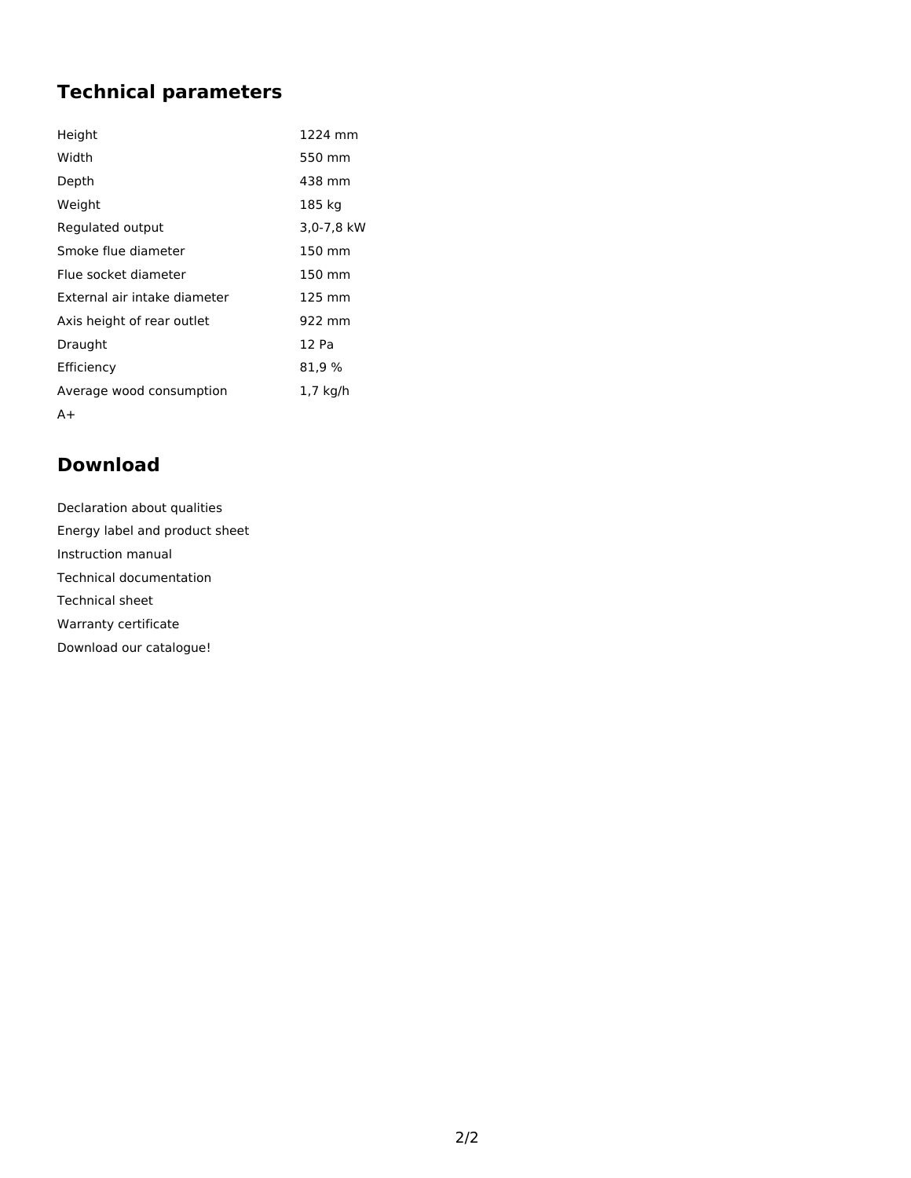## Technical parameters

| | |
|---|---|
| Height | 1224 mm |
| Width | 550 mm |
| Depth | 438 mm |
| Weight | 185 kg |
| Regulated output | 3,0-7,8 kW |
| Smoke flue diameter | 150 mm |
| Flue socket diameter | 150 mm |
| External air intake diameter | 125 mm |
| Axis height of rear outlet | 922 mm |
| Draught | 12 Pa |
| Efficiency | 81,9 % |
| Average wood consumption | 1,7 kg/h |
| A+ | |

## Download

Declaration about qualities

Energy label and product sheet

Instruction manual

Technical documentation

Technical sheet

Warranty certificate

Download our catalogue!